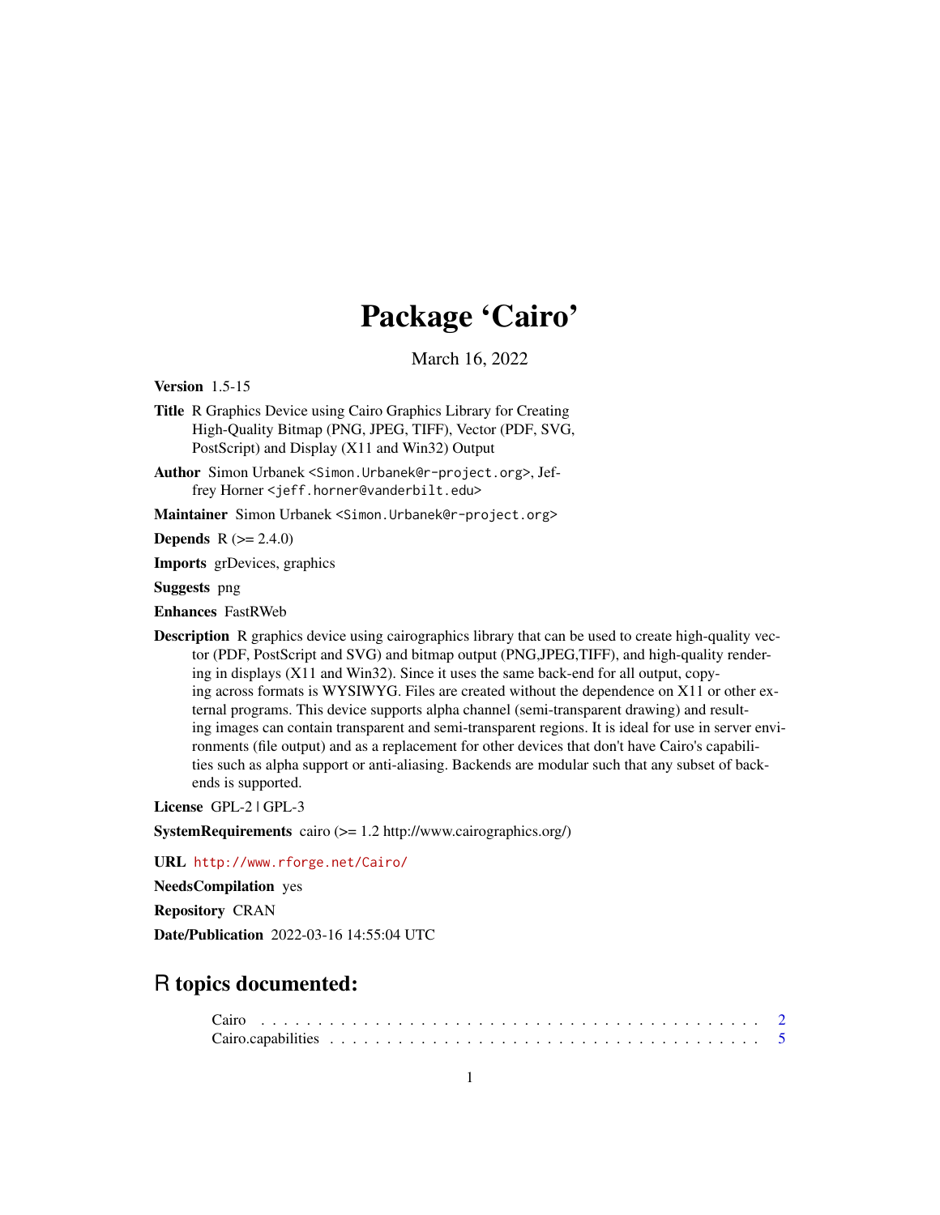# Package 'Cairo'

March 16, 2022

**Version** 1.5-15

**Title** R Graphics Device using Cairo Graphics Library for Creating High-Quality Bitmap (PNG, JPEG, TIFF), Vector (PDF, SVG, PostScript) and Display (X11 and Win32) Output

**Author** Simon Urbanek <Simon.Urbanek@r-project.org>, Jeffrey Horner <jeff.horner@vanderbilt.edu>

**Maintainer** Simon Urbanek <Simon.Urbanek@r-project.org>

**Depends** R (>= 2.4.0)

**Imports** grDevices, graphics

**Suggests** png

**Enhances** FastRWeb

**Description** R graphics device using cairographics library that can be used to create high-quality vector (PDF, PostScript and SVG) and bitmap output (PNG,JPEG,TIFF), and high-quality rendering in displays (X11 and Win32). Since it uses the same back-end for all output, copying across formats is WYSIWYG. Files are created without the dependence on X11 or other external programs. This device supports alpha channel (semi-transparent drawing) and resulting images can contain transparent and semi-transparent regions. It is ideal for use in server environments (file output) and as a replacement for other devices that don't have Cairo's capabilities such as alpha support or anti-aliasing. Backends are modular such that any subset of backends is supported.

**License** GPL-2 | GPL-3

**SystemRequirements** cairo (>= 1.2 http://www.cairographics.org/)

**URL** http://www.rforge.net/Cairo/

**NeedsCompilation** yes

**Repository** CRAN

**Date/Publication** 2022-03-16 14:55:04 UTC

## R topics documented:

Cairo . . . . . . . . . . . . . . . . . . . . . . . . . . . . . . . . . . . . . . . . . . . . 2
Cairo.capabilities . . . . . . . . . . . . . . . . . . . . . . . . . . . . . . . . . . . . . 5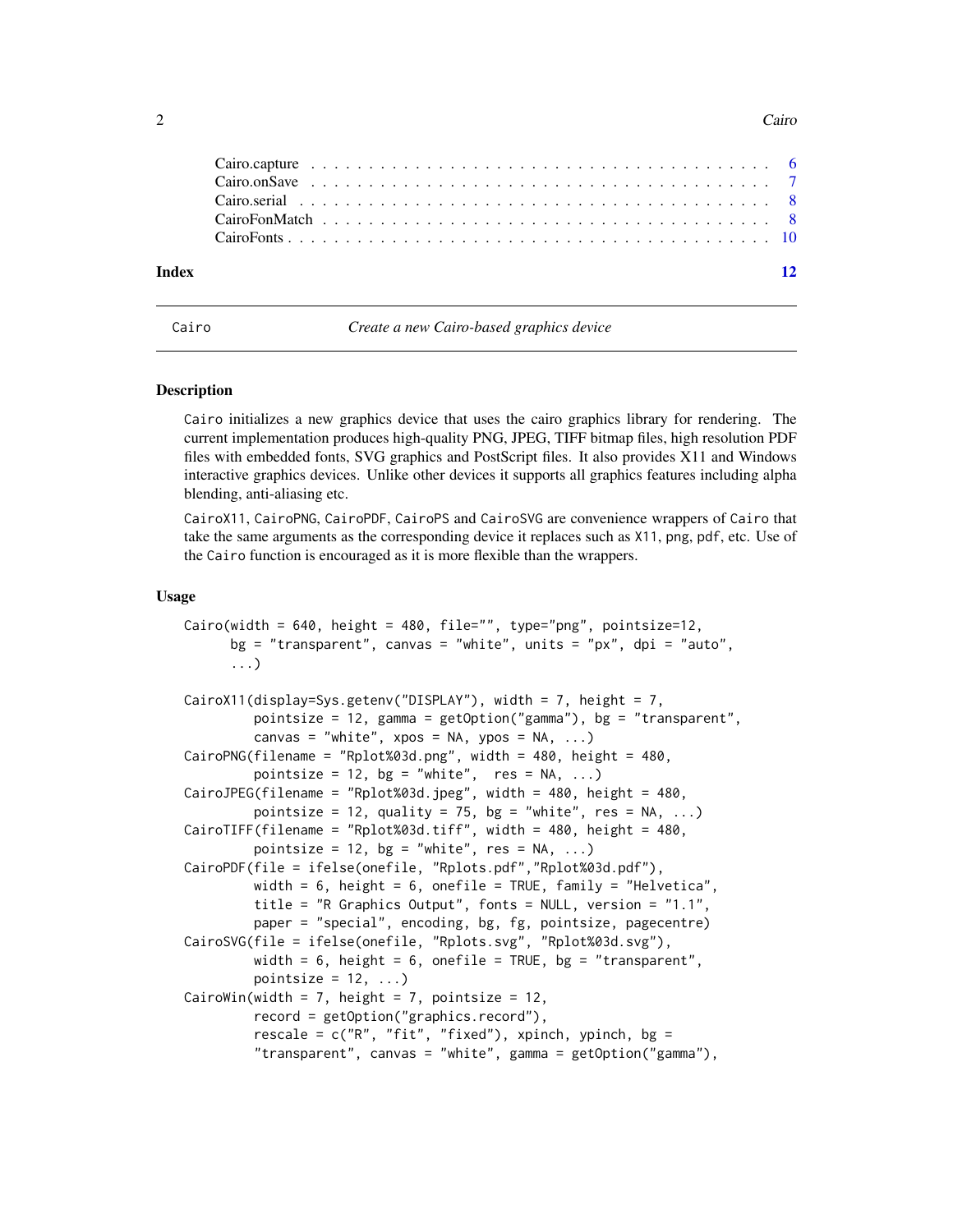Cairo.capture . . . . . . . . . . . . . . . . . . . . . . . . . . . . . . . . . . . . 6
Cairo.onSave . . . . . . . . . . . . . . . . . . . . . . . . . . . . . . . . . . . . 7
Cairo.serial . . . . . . . . . . . . . . . . . . . . . . . . . . . . . . . . . . . . 8
CairoFonMatch . . . . . . . . . . . . . . . . . . . . . . . . . . . . . . . . . . . 8
CairoFonts . . . . . . . . . . . . . . . . . . . . . . . . . . . . . . . . . . . . 10

**Index** **12**

---

## Cairo — *Create a new Cairo-based graphics device*

### Description

Cairo initializes a new graphics device that uses the cairo graphics library for rendering. The current implementation produces high-quality PNG, JPEG, TIFF bitmap files, high resolution PDF files with embedded fonts, SVG graphics and PostScript files. It also provides X11 and Windows interactive graphics devices. Unlike other devices it supports all graphics features including alpha blending, anti-aliasing etc.

CairoX11, CairoPNG, CairoPDF, CairoPS and CairoSVG are convenience wrappers of Cairo that take the same arguments as the corresponding device it replaces such as X11, png, pdf, etc. Use of the Cairo function is encouraged as it is more flexible than the wrappers.

### Usage

```
Cairo(width = 640, height = 480, file="", type="png", pointsize=12,
      bg = "transparent", canvas = "white", units = "px", dpi = "auto",
      ...)

CairoX11(display=Sys.getenv("DISPLAY"), width = 7, height = 7,
         pointsize = 12, gamma = getOption("gamma"), bg = "transparent",
         canvas = "white", xpos = NA, ypos = NA, ...)
CairoPNG(filename = "Rplot%03d.png", width = 480, height = 480,
         pointsize = 12, bg = "white",  res = NA, ...)
CairoJPEG(filename = "Rplot%03d.jpeg", width = 480, height = 480,
         pointsize = 12, quality = 75, bg = "white", res = NA, ...)
CairoTIFF(filename = "Rplot%03d.tiff", width = 480, height = 480,
         pointsize = 12, bg = "white", res = NA, ...)
CairoPDF(file = ifelse(onefile, "Rplots.pdf","Rplot%03d.pdf"),
         width = 6, height = 6, onefile = TRUE, family = "Helvetica",
         title = "R Graphics Output", fonts = NULL, version = "1.1",
         paper = "special", encoding, bg, fg, pointsize, pagecentre)
CairoSVG(file = ifelse(onefile, "Rplots.svg", "Rplot%03d.svg"),
         width = 6, height = 6, onefile = TRUE, bg = "transparent",
         pointsize = 12, ...)
CairoWin(width = 7, height = 7, pointsize = 12,
         record = getOption("graphics.record"),
         rescale = c("R", "fit", "fixed"), xpinch, ypinch, bg =
         "transparent", canvas = "white", gamma = getOption("gamma"),
```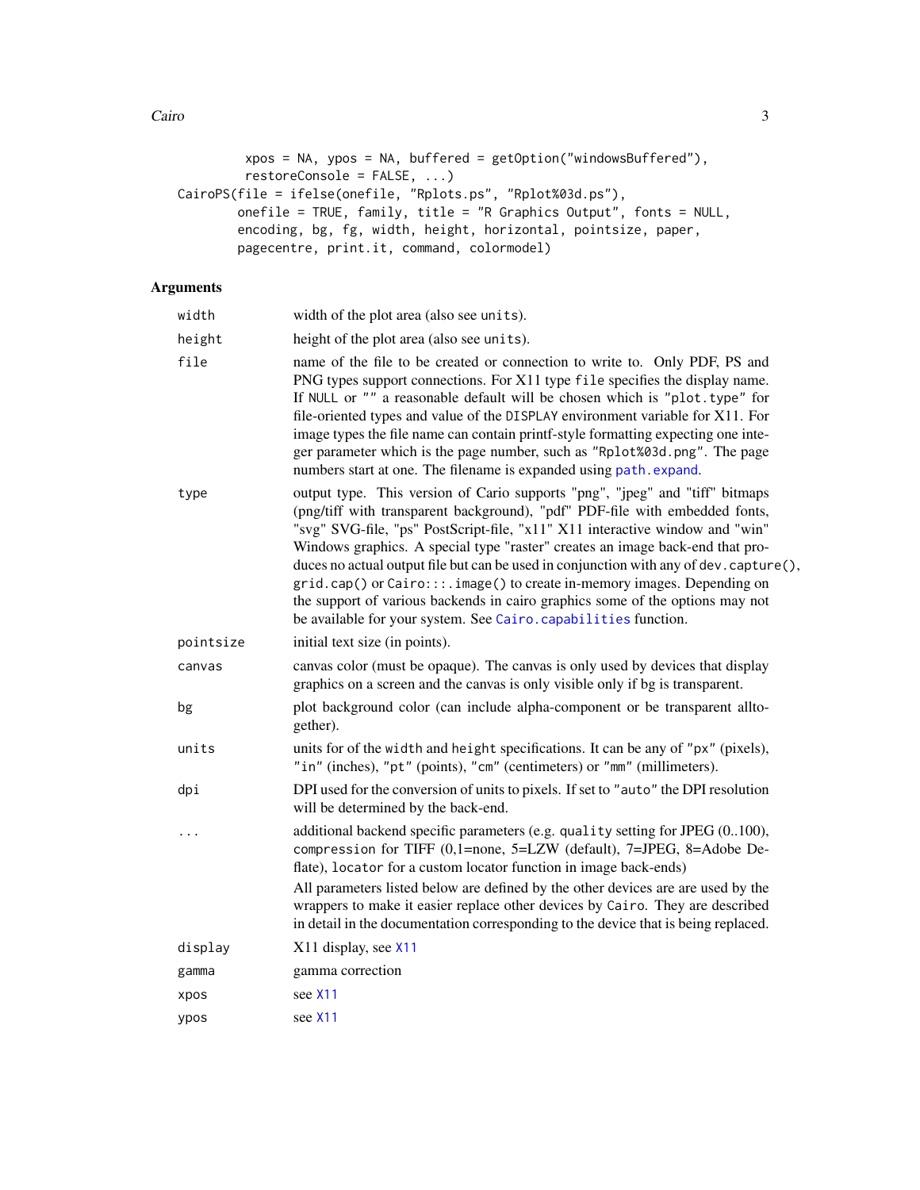```
         xpos = NA, ypos = NA, buffered = getOption("windowsBuffered"),
         restoreConsole = FALSE, ...)
CairoPS(file = ifelse(onefile, "Rplots.ps", "Rplot%03d.ps"),
        onefile = TRUE, family, title = "R Graphics Output", fonts = NULL,
        encoding, bg, fg, width, height, horizontal, pointsize, paper,
        pagecentre, print.it, command, colormodel)
```

## Arguments

| | |
|---|---|
| `width` | width of the plot area (also see `units`). |
| `height` | height of the plot area (also see `units`). |
| `file` | name of the file to be created or connection to write to. Only PDF, PS and PNG types support connections. For X11 type `file` specifies the display name. If `NULL` or `""` a reasonable default will be chosen which is `"plot.type"` for file-oriented types and value of the `DISPLAY` environment variable for X11. For image types the file name can contain printf-style formatting expecting one integer parameter which is the page number, such as `"Rplot%03d.png"`. The page numbers start at one. The filename is expanded using `path.expand`. |
| `type` | output type. This version of Cario supports "png", "jpeg" and "tiff" bitmaps (png/tiff with transparent background), "pdf" PDF-file with embedded fonts, "svg" SVG-file, "ps" PostScript-file, "x11" X11 interactive window and "win" Windows graphics. A special type "raster" creates an image back-end that produces no actual output file but can be used in conjunction with any of `dev.capture()`, `grid.cap()` or `Cairo:::.image()` to create in-memory images. Depending on the support of various backends in cairo graphics some of the options may not be available for your system. See `Cairo.capabilities` function. |
| `pointsize` | initial text size (in points). |
| `canvas` | canvas color (must be opaque). The canvas is only used by devices that display graphics on a screen and the canvas is only visible only if bg is transparent. |
| `bg` | plot background color (can include alpha-component or be transparent alltogether). |
| `units` | units for of the `width` and `height` specifications. It can be any of `"px"` (pixels), `"in"` (inches), `"pt"` (points), `"cm"` (centimeters) or `"mm"` (millimeters). |
| `dpi` | DPI used for the conversion of units to pixels. If set to `"auto"` the DPI resolution will be determined by the back-end. |
| `...` | additional backend specific parameters (e.g. `quality` setting for JPEG (0..100), `compression` for TIFF (0,1=none, 5=LZW (default), 7=JPEG, 8=Adobe Deflate), `locator` for a custom locator function in image back-ends)<br>All parameters listed below are defined by the other devices are are used by the wrappers to make it easier replace other devices by `Cairo`. They are described in detail in the documentation corresponding to the device that is being replaced. |
| `display` | X11 display, see `X11` |
| `gamma` | gamma correction |
| `xpos` | see `X11` |
| `ypos` | see `X11` |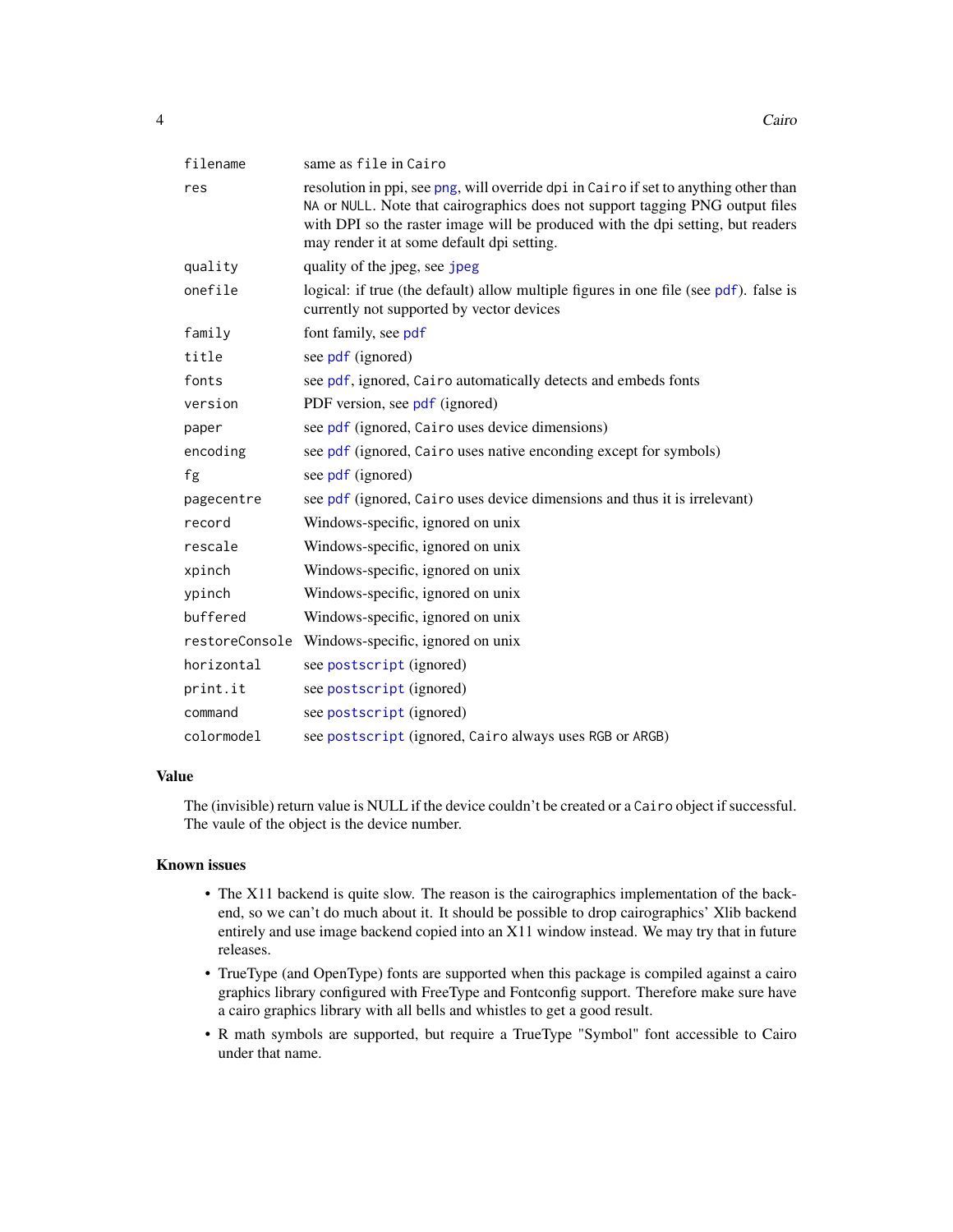| | |
|---|---|
| `filename` | same as `file` in `Cairo` |
| `res` | resolution in ppi, see png, will override `dpi` in `Cairo` if set to anything other than `NA` or `NULL`. Note that cairographics does not support tagging PNG output files with DPI so the raster image will be produced with the dpi setting, but readers may render it at some default dpi setting. |
| `quality` | quality of the jpeg, see jpeg |
| `onefile` | logical: if true (the default) allow multiple figures in one file (see pdf). false is currently not supported by vector devices |
| `family` | font family, see pdf |
| `title` | see pdf (ignored) |
| `fonts` | see pdf, ignored, `Cairo` automatically detects and embeds fonts |
| `version` | PDF version, see pdf (ignored) |
| `paper` | see pdf (ignored, `Cairo` uses device dimensions) |
| `encoding` | see pdf (ignored, `Cairo` uses native enconding except for symbols) |
| `fg` | see pdf (ignored) |
| `pagecentre` | see pdf (ignored, `Cairo` uses device dimensions and thus it is irrelevant) |
| `record` | Windows-specific, ignored on unix |
| `rescale` | Windows-specific, ignored on unix |
| `xpinch` | Windows-specific, ignored on unix |
| `ypinch` | Windows-specific, ignored on unix |
| `buffered` | Windows-specific, ignored on unix |
| `restoreConsole` | Windows-specific, ignored on unix |
| `horizontal` | see postscript (ignored) |
| `print.it` | see postscript (ignored) |
| `command` | see postscript (ignored) |
| `colormodel` | see postscript (ignored, `Cairo` always uses `RGB` or `ARGB`) |

## Value

The (invisible) return value is NULL if the device couldn't be created or a `Cairo` object if successful. The vaule of the object is the device number.

## Known issues

- The X11 backend is quite slow. The reason is the cairographics implementation of the backend, so we can't do much about it. It should be possible to drop cairographics' Xlib backend entirely and use image backend copied into an X11 window instead. We may try that in future releases.
- TrueType (and OpenType) fonts are supported when this package is compiled against a cairo graphics library configured with FreeType and Fontconfig support. Therefore make sure have a cairo graphics library with all bells and whistles to get a good result.
- R math symbols are supported, but require a TrueType "Symbol" font accessible to Cairo under that name.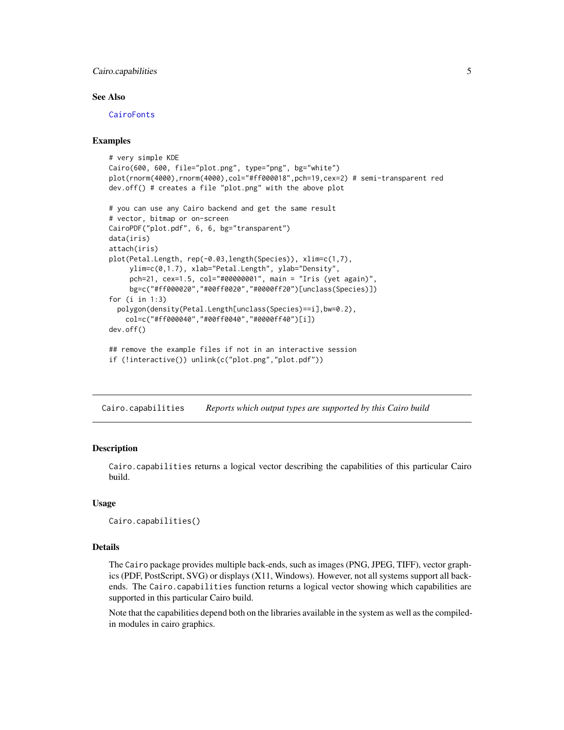### See Also

CairoFonts

### Examples

```
# very simple KDE
Cairo(600, 600, file="plot.png", type="png", bg="white")
plot(rnorm(4000),rnorm(4000),col="#ff000018",pch=19,cex=2) # semi-transparent red
dev.off() # creates a file "plot.png" with the above plot

# you can use any Cairo backend and get the same result
# vector, bitmap or on-screen
CairoPDF("plot.pdf", 6, 6, bg="transparent")
data(iris)
attach(iris)
plot(Petal.Length, rep(-0.03,length(Species)), xlim=c(1,7),
     ylim=c(0,1.7), xlab="Petal.Length", ylab="Density",
     pch=21, cex=1.5, col="#00000001", main = "Iris (yet again)",
     bg=c("#ff000020","#00ff0020","#0000ff20")[unclass(Species)])
for (i in 1:3)
  polygon(density(Petal.Length[unclass(Species)==i],bw=0.2),
    col=c("#ff000040","#00ff0040","#0000ff40")[i])
dev.off()

## remove the example files if not in an interactive session
if (!interactive()) unlink(c("plot.png","plot.pdf"))
```

---

## Cairo.capabilities *Reports which output types are supported by this Cairo build*

### Description

Cairo.capabilities returns a logical vector describing the capabilities of this particular Cairo build.

### Usage

```
Cairo.capabilities()
```

### Details

The Cairo package provides multiple back-ends, such as images (PNG, JPEG, TIFF), vector graphics (PDF, PostScript, SVG) or displays (X11, Windows). However, not all systems support all back-ends. The Cairo.capabilities function returns a logical vector showing which capabilities are supported in this particular Cairo build.

Note that the capabilities depend both on the libraries available in the system as well as the compiled-in modules in cairo graphics.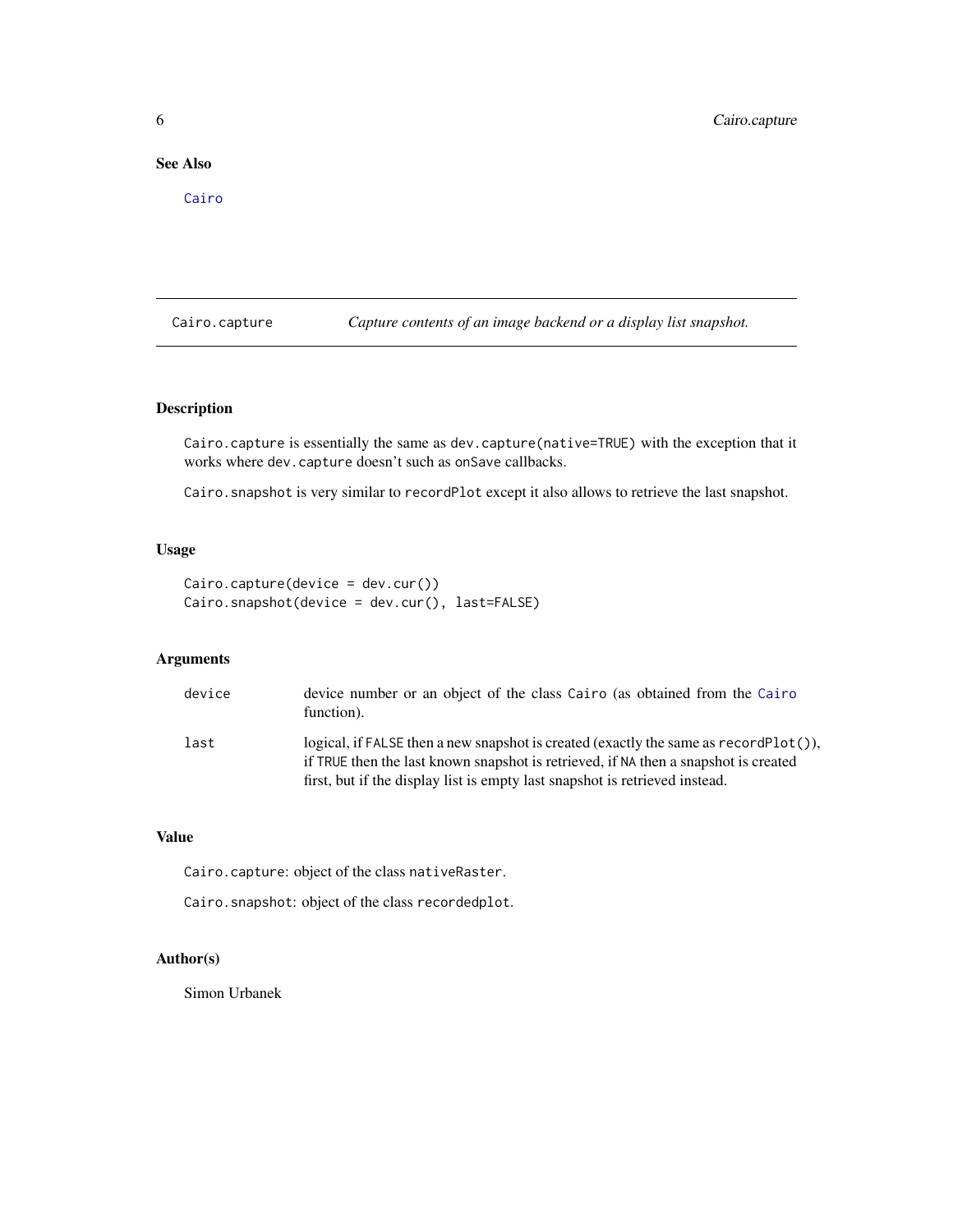## See Also

Cairo

---

## Cairo.capture — *Capture contents of an image backend or a display list snapshot.*

### Description

Cairo.capture is essentially the same as dev.capture(native=TRUE) with the exception that it works where dev.capture doesn't such as onSave callbacks.

Cairo.snapshot is very similar to recordPlot except it also allows to retrieve the last snapshot.

### Usage

```
Cairo.capture(device = dev.cur())
Cairo.snapshot(device = dev.cur(), last=FALSE)
```

### Arguments

| | |
|---|---|
| device | device number or an object of the class Cairo (as obtained from the Cairo function). |
| last | logical, if FALSE then a new snapshot is created (exactly the same as recordPlot()), if TRUE then the last known snapshot is retrieved, if NA then a snapshot is created first, but if the display list is empty last snapshot is retrieved instead. |

### Value

Cairo.capture: object of the class nativeRaster.

Cairo.snapshot: object of the class recordedplot.

### Author(s)

Simon Urbanek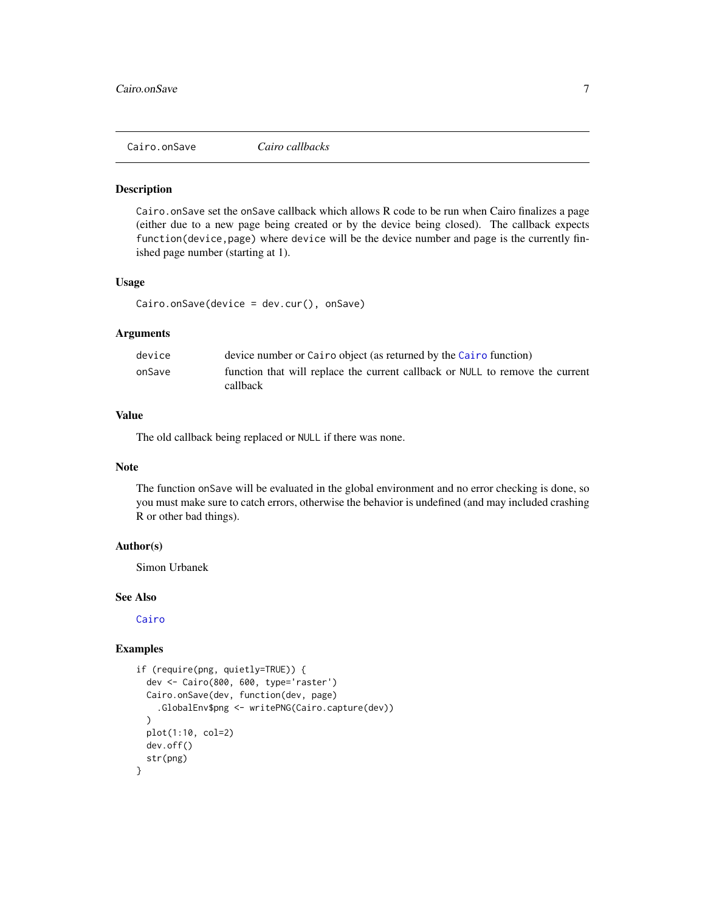## Cairo.onSave — *Cairo callbacks*

### Description

`Cairo.onSave` set the `onSave` callback which allows R code to be run when Cairo finalizes a page (either due to a new page being created or by the device being closed). The callback expects `function(device,page)` where `device` will be the device number and `page` is the currently finished page number (starting at 1).

### Usage

```
Cairo.onSave(device = dev.cur(), onSave)
```

### Arguments

| | |
|---|---|
| `device` | device number or `Cairo` object (as returned by the `Cairo` function) |
| `onSave` | function that will replace the current callback or `NULL` to remove the current callback |

### Value

The old callback being replaced or `NULL` if there was none.

### Note

The function `onSave` will be evaluated in the global environment and no error checking is done, so you must make sure to catch errors, otherwise the behavior is undefined (and may included crashing R or other bad things).

### Author(s)

Simon Urbanek

### See Also

`Cairo`

### Examples

```
if (require(png, quietly=TRUE)) {
  dev <- Cairo(800, 600, type='raster')
  Cairo.onSave(dev, function(dev, page)
    .GlobalEnv$png <- writePNG(Cairo.capture(dev))
  )
  plot(1:10, col=2)
  dev.off()
  str(png)
}
```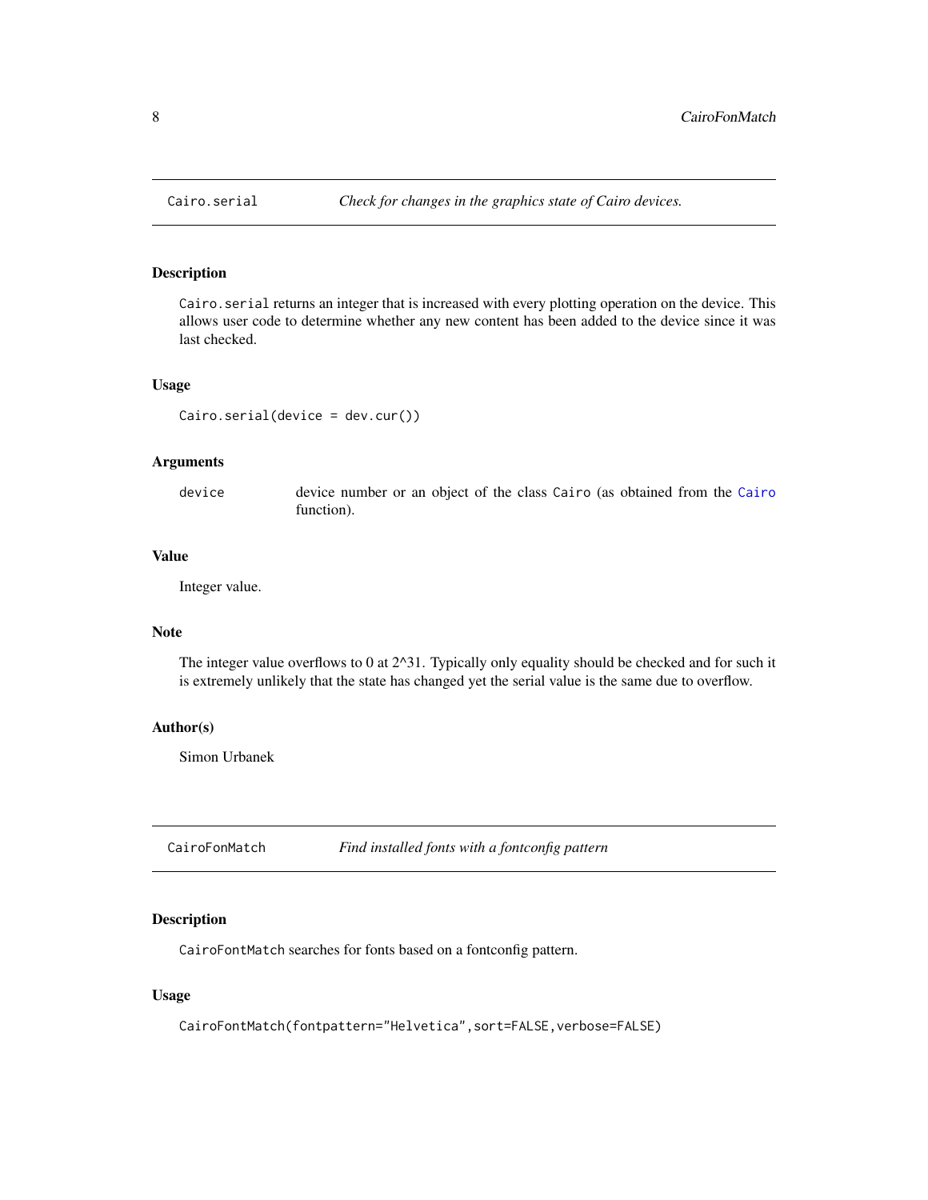## Cairo.serial — *Check for changes in the graphics state of Cairo devices.*

### Description

`Cairo.serial` returns an integer that is increased with every plotting operation on the device. This allows user code to determine whether any new content has been added to the device since it was last checked.

### Usage

```
Cairo.serial(device = dev.cur())
```

### Arguments

| | |
|---|---|
| `device` | device number or an object of the class `Cairo` (as obtained from the `Cairo` function). |

### Value

Integer value.

### Note

The integer value overflows to 0 at 2^31. Typically only equality should be checked and for such it is extremely unlikely that the state has changed yet the serial value is the same due to overflow.

### Author(s)

Simon Urbanek

## CairoFonMatch — *Find installed fonts with a fontconfig pattern*

### Description

`CairoFontMatch` searches for fonts based on a fontconfig pattern.

### Usage

```
CairoFontMatch(fontpattern="Helvetica",sort=FALSE,verbose=FALSE)
```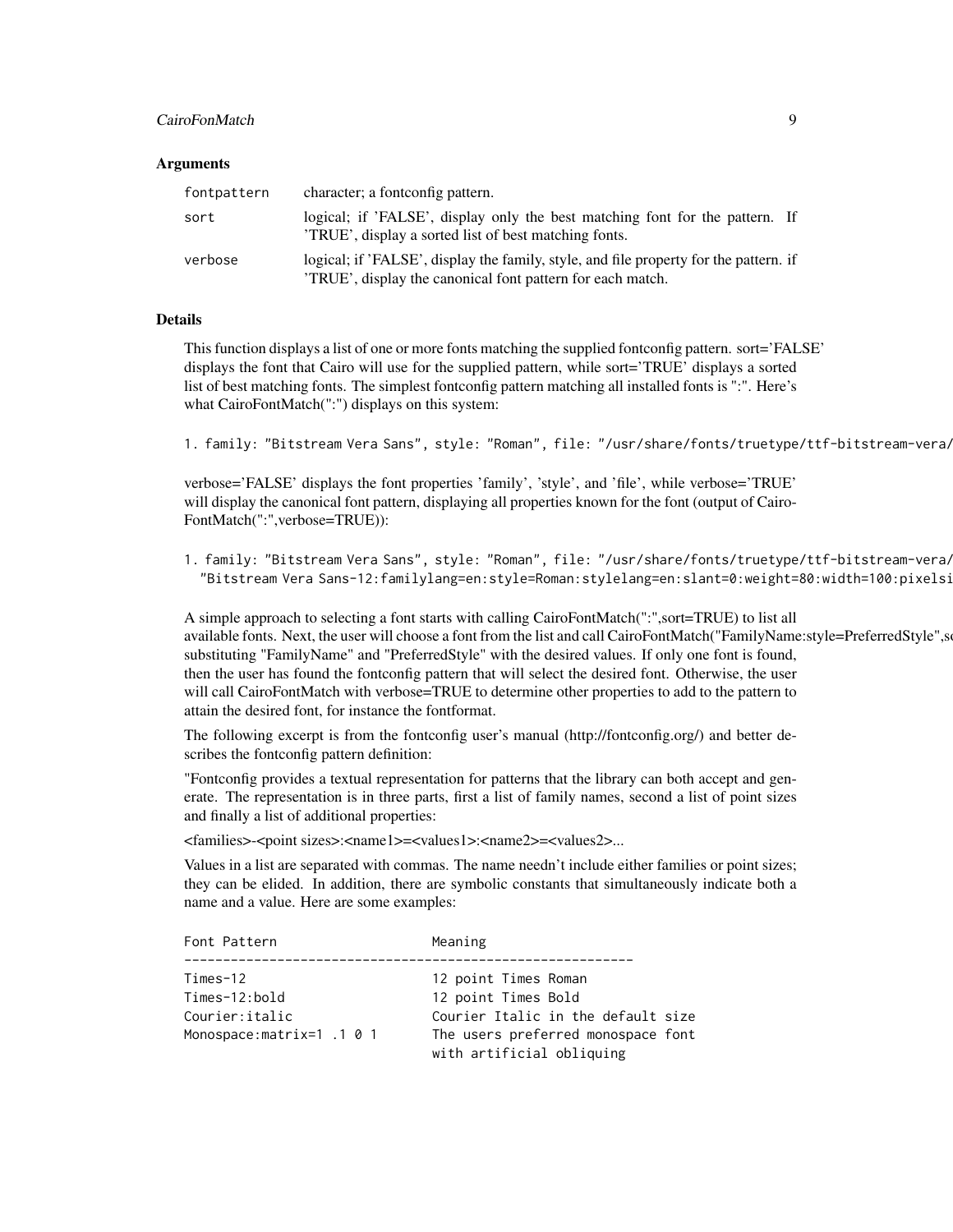### Arguments

| | |
|---|---|
| fontpattern | character; a fontconfig pattern. |
| sort | logical; if 'FALSE', display only the best matching font for the pattern. If 'TRUE', display a sorted list of best matching fonts. |
| verbose | logical; if 'FALSE', display the family, style, and file property for the pattern. if 'TRUE', display the canonical font pattern for each match. |

### Details

This function displays a list of one or more fonts matching the supplied fontconfig pattern. sort='FALSE' displays the font that Cairo will use for the supplied pattern, while sort='TRUE' displays a sorted list of best matching fonts. The simplest fontconfig pattern matching all installed fonts is ":". Here's what CairoFontMatch(":") displays on this system:

```
1. family: "Bitstream Vera Sans", style: "Roman", file: "/usr/share/fonts/truetype/ttf-bitstream-vera/
```

verbose='FALSE' displays the font properties 'family', 'style', and 'file', while verbose='TRUE' will display the canonical font pattern, displaying all properties known for the font (output of CairoFontMatch(":",verbose=TRUE)):

```
1. family: "Bitstream Vera Sans", style: "Roman", file: "/usr/share/fonts/truetype/ttf-bitstream-vera/
  "Bitstream Vera Sans-12:familylang=en:style=Roman:stylelang=en:slant=0:weight=80:width=100:pixelsi
```

A simple approach to selecting a font starts with calling CairoFontMatch(":",sort=TRUE) to list all available fonts. Next, the user will choose a font from the list and call CairoFontMatch("FamilyName:style=PreferredStyle",s substituting "FamilyName" and "PreferredStyle" with the desired values. If only one font is found, then the user has found the fontconfig pattern that will select the desired font. Otherwise, the user will call CairoFontMatch with verbose=TRUE to determine other properties to add to the pattern to attain the desired font, for instance the fontformat.

The following excerpt is from the fontconfig user's manual (http://fontconfig.org/) and better describes the fontconfig pattern definition:

"Fontconfig provides a textual representation for patterns that the library can both accept and generate. The representation is in three parts, first a list of family names, second a list of point sizes and finally a list of additional properties:

<families>-<point sizes>:<name1>=<values1>:<name2>=<values2>...

Values in a list are separated with commas. The name needn't include either families or point sizes; they can be elided. In addition, there are symbolic constants that simultaneously indicate both a name and a value. Here are some examples:

```
Font Pattern                  Meaning
----------------------------------------------------------
Times-12                      12 point Times Roman
Times-12:bold                 12 point Times Bold
Courier:italic                Courier Italic in the default size
Monospace:matrix=1 .1 0 1     The users preferred monospace font
                              with artificial obliquing
```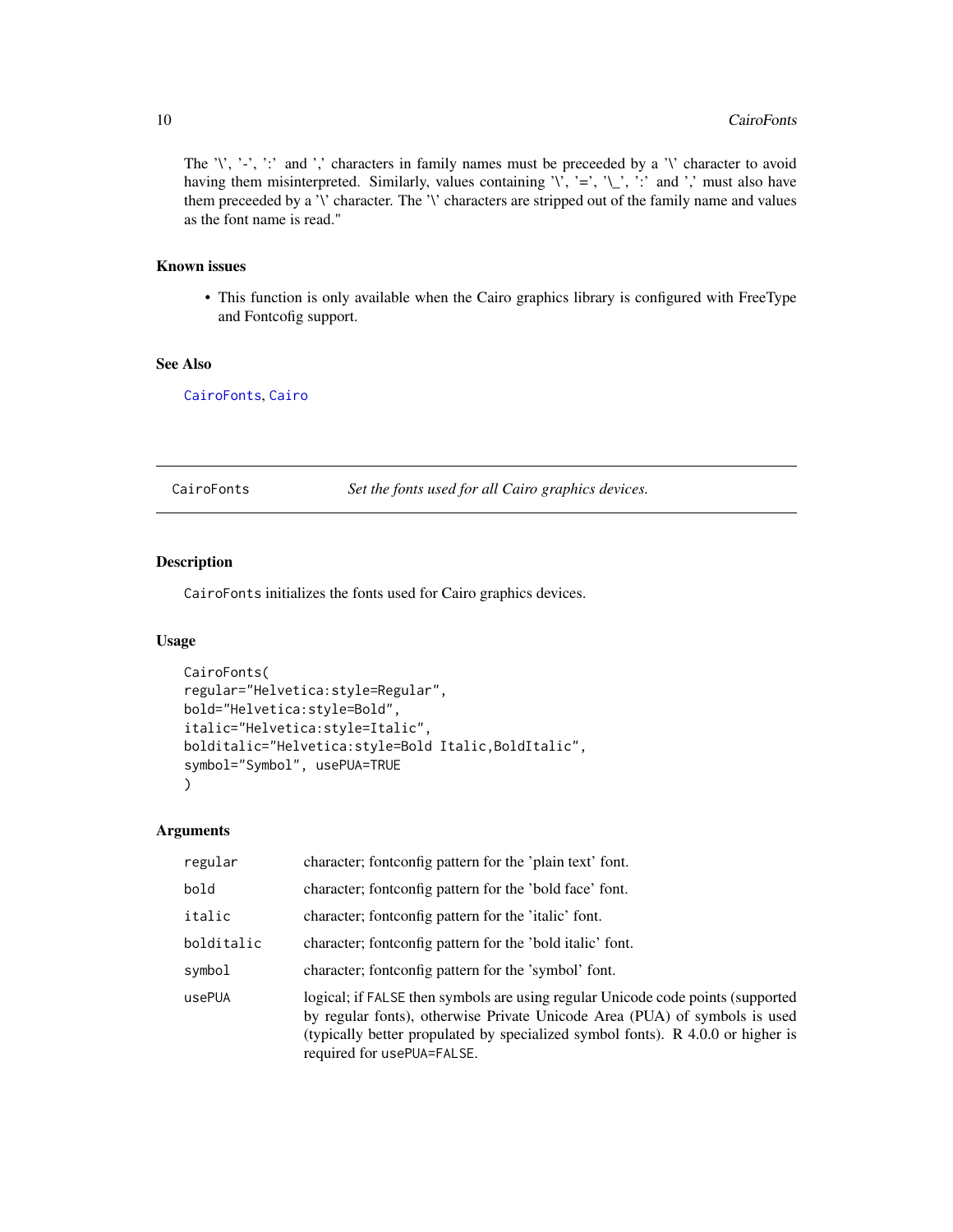The '\', '-', ':' and ',' characters in family names must be preceeded by a '\' character to avoid having them misinterpreted. Similarly, values containing '\', '=', '\_', ':' and ',' must also have them preceeded by a '\' character. The '\' characters are stripped out of the family name and values as the font name is read."

### Known issues

- This function is only available when the Cairo graphics library is configured with FreeType and Fontconfig support.

### See Also

CairoFonts, Cairo

---

## CairoFonts — *Set the fonts used for all Cairo graphics devices.*

### Description

CairoFonts initializes the fonts used for Cairo graphics devices.

### Usage

```
CairoFonts(
regular="Helvetica:style=Regular",
bold="Helvetica:style=Bold",
italic="Helvetica:style=Italic",
bolditalic="Helvetica:style=Bold Italic,BoldItalic",
symbol="Symbol", usePUA=TRUE
)
```

### Arguments

| | |
|---|---|
| regular | character; fontconfig pattern for the 'plain text' font. |
| bold | character; fontconfig pattern for the 'bold face' font. |
| italic | character; fontconfig pattern for the 'italic' font. |
| bolditalic | character; fontconfig pattern for the 'bold italic' font. |
| symbol | character; fontconfig pattern for the 'symbol' font. |
| usePUA | logical; if FALSE then symbols are using regular Unicode code points (supported by regular fonts), otherwise Private Unicode Area (PUA) of symbols is used (typically better propulated by specialized symbol fonts). R 4.0.0 or higher is required for usePUA=FALSE. |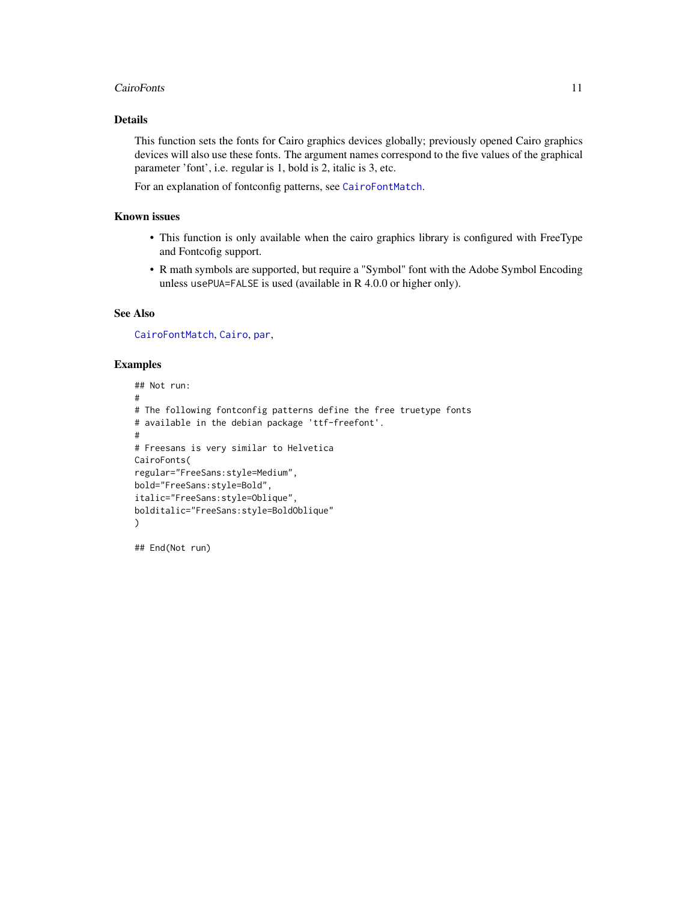## Details

This function sets the fonts for Cairo graphics devices globally; previously opened Cairo graphics devices will also use these fonts. The argument names correspond to the five values of the graphical parameter 'font', i.e. regular is 1, bold is 2, italic is 3, etc.

For an explanation of fontconfig patterns, see `CairoFontMatch`.

## Known issues

- This function is only available when the cairo graphics library is configured with FreeType and Fontcofig support.
- R math symbols are supported, but require a "Symbol" font with the Adobe Symbol Encoding unless `usePUA=FALSE` is used (available in R 4.0.0 or higher only).

## See Also

`CairoFontMatch`, `Cairo`, `par`,

## Examples

```
## Not run:
#
# The following fontconfig patterns define the free truetype fonts
# available in the debian package 'ttf-freefont'.
#
# Freesans is very similar to Helvetica
CairoFonts(
regular="FreeSans:style=Medium",
bold="FreeSans:style=Bold",
italic="FreeSans:style=Oblique",
bolditalic="FreeSans:style=BoldOblique"
)

## End(Not run)
```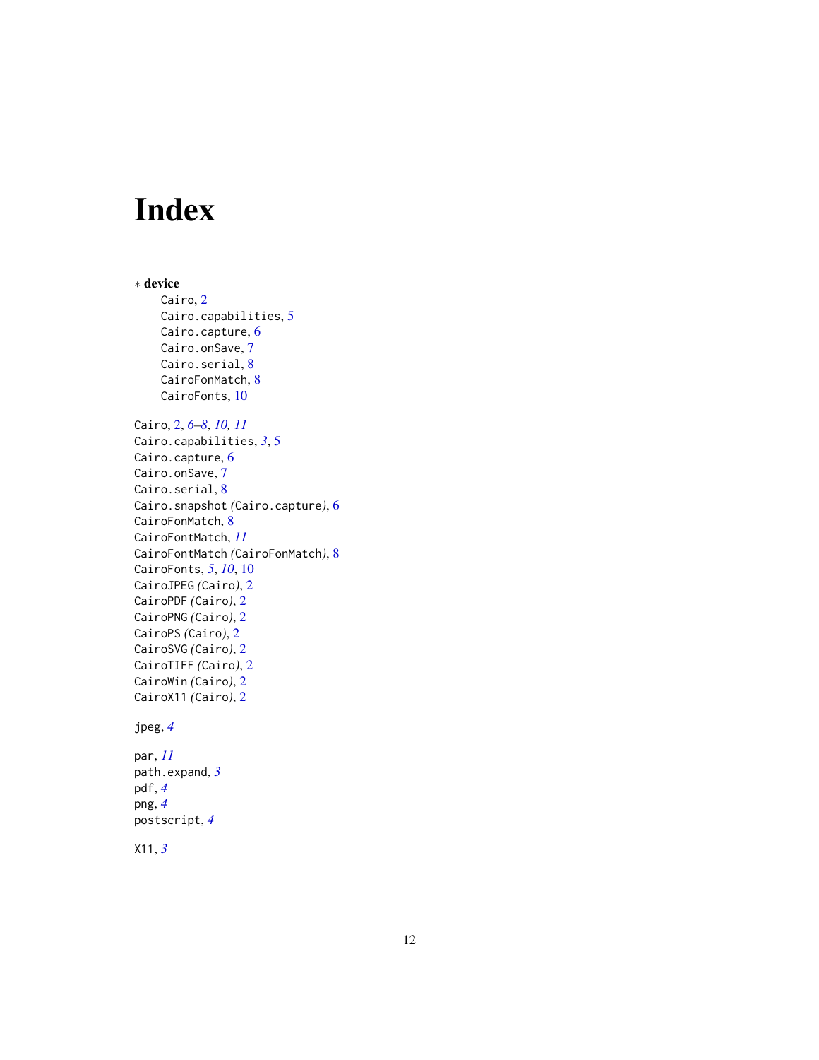# Index

∗ **device**

Cairo, 2
Cairo.capabilities, 5
Cairo.capture, 6
Cairo.onSave, 7
Cairo.serial, 8
CairoFonMatch, 8
CairoFonts, 10

Cairo, 2, *6–8*, *10, 11*
Cairo.capabilities, *3*, 5
Cairo.capture, 6
Cairo.onSave, 7
Cairo.serial, 8
Cairo.snapshot *(*Cairo.capture*)*, 6
CairoFonMatch, 8
CairoFontMatch, *11*
CairoFontMatch *(*CairoFonMatch*)*, 8
CairoFonts, *5*, *10*, 10
CairoJPEG *(*Cairo*)*, 2
CairoPDF *(*Cairo*)*, 2
CairoPNG *(*Cairo*)*, 2
CairoPS *(*Cairo*)*, 2
CairoSVG *(*Cairo*)*, 2
CairoTIFF *(*Cairo*)*, 2
CairoWin *(*Cairo*)*, 2
CairoX11 *(*Cairo*)*, 2

jpeg, *4*

par, *11*
path.expand, *3*
pdf, *4*
png, *4*
postscript, *4*

X11, *3*